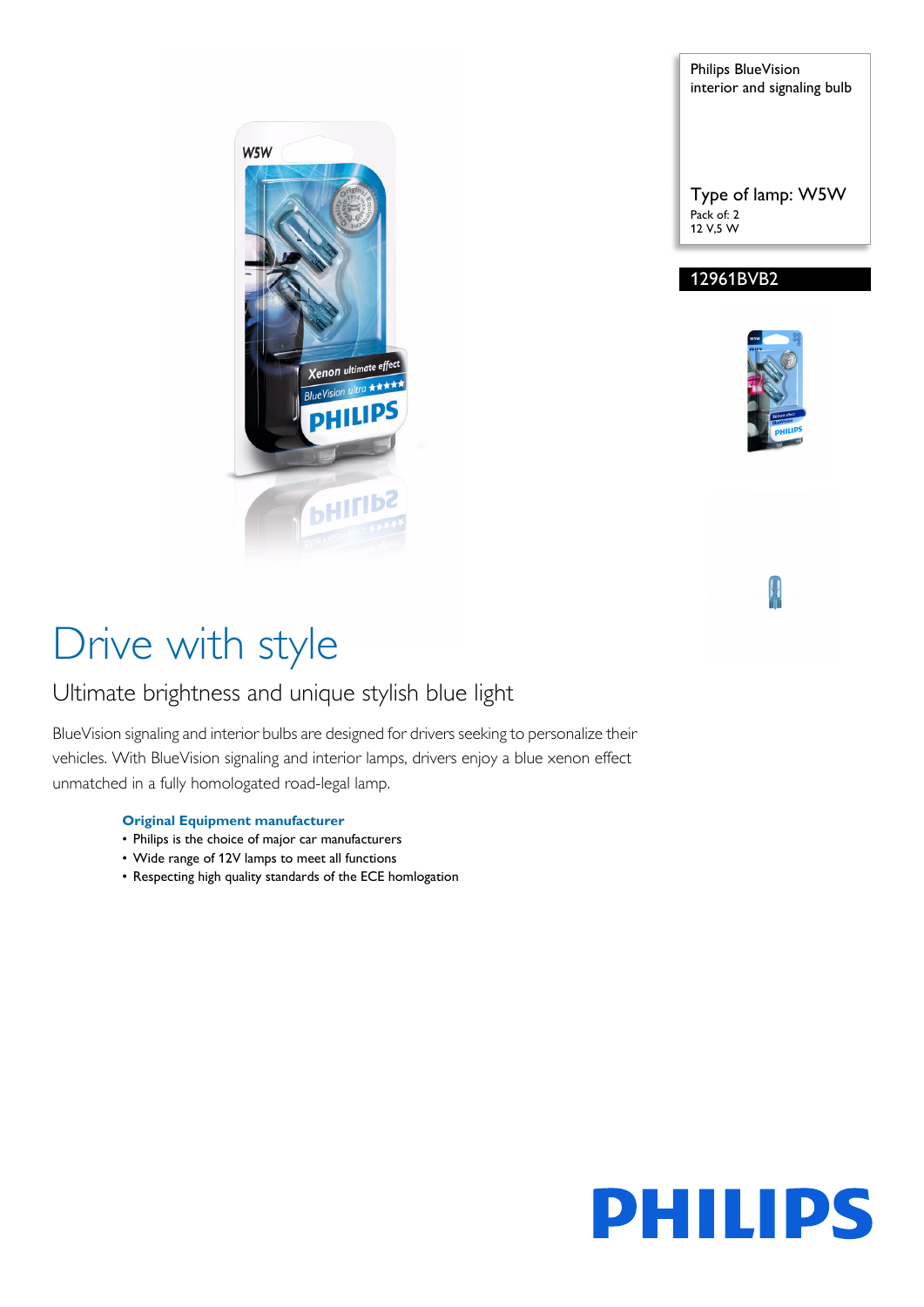Philips BlueVision interior and signaling bulb

Type of lamp: W5W
Pack of: 2
12 V,5 W

12961BVB2

# Drive with style

## Ultimate brightness and unique stylish blue light

BlueVision signaling and interior bulbs are designed for drivers seeking to personalize their vehicles. With BlueVision signaling and interior lamps, drivers enjoy a blue xenon effect unmatched in a fully homologated road-legal lamp.

**Original Equipment manufacturer**

- Philips is the choice of major car manufacturers
- Wide range of 12V lamps to meet all functions
- Respecting high quality standards of the ECE homlogation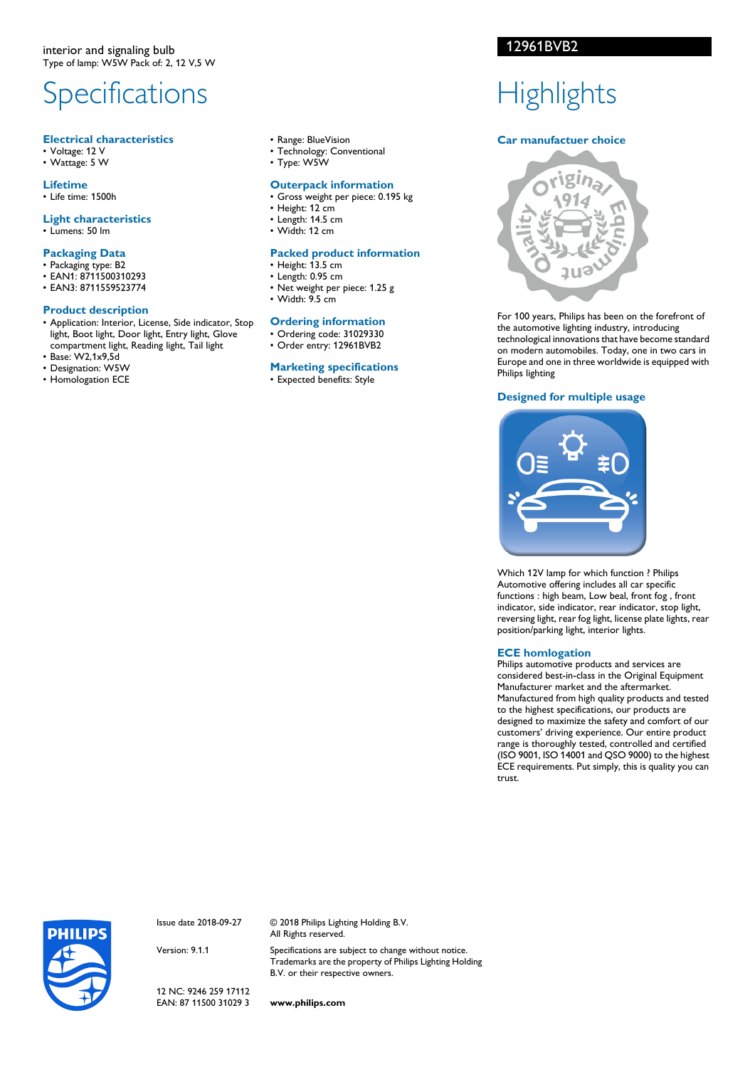interior and signaling bulb
Type of lamp: W5W Pack of: 2, 12 V,5 W

12961BVB2

# Specifications

### Electrical characteristics
- Voltage: 12 V
- Wattage: 5 W

### Lifetime
- Life time: 1500h

### Light characteristics
- Lumens: 50 lm

### Packaging Data
- Packaging type: B2
- EAN1: 8711500310293
- EAN3: 8711559523774

### Product description
- Application: Interior, License, Side indicator, Stop light, Boot light, Door light, Entry light, Glove compartment light, Reading light, Tail light
- Base: W2,1x9,5d
- Designation: W5W
- Homologation ECE
- Range: BlueVision
- Technology: Conventional
- Type: W5W

### Outerpack information
- Gross weight per piece: 0.195 kg
- Height: 12 cm
- Length: 14.5 cm
- Width: 12 cm

### Packed product information
- Height: 13.5 cm
- Length: 0.95 cm
- Net weight per piece: 1.25 g
- Width: 9.5 cm

### Ordering information
- Ordering code: 31029330
- Order entry: 12961BVB2

### Marketing specifications
- Expected benefits: Style

# Highlights

### Car manufactuer choice

For 100 years, Philips has been on the forefront of the automotive lighting industry, introducing technological innovations that have become standard on modern automobiles. Today, one in two cars in Europe and one in three worldwide is equipped with Philips lighting

### Designed for multiple usage

Which 12V lamp for which function ? Philips Automotive offering includes all car specific functions : high beam, Low beal, front fog , front indicator, side indicator, rear indicator, stop light, reversing light, rear fog light, license plate lights, rear position/parking light, interior lights.

### ECE homlogation

Philips automotive products and services are considered best-in-class in the Original Equipment Manufacturer market and the aftermarket. Manufactured from high quality products and tested to the highest specifications, our products are designed to maximize the safety and comfort of our customers' driving experience. Our entire product range is thoroughly tested, controlled and certified (ISO 9001, ISO 14001 and QSO 9000) to the highest ECE requirements. Put simply, this is quality you can trust.

Issue date 2018-09-27

Version: 9.1.1

12 NC: 9246 259 17112
EAN: 87 11500 31029 3

© 2018 Philips Lighting Holding B.V.
All Rights reserved.

Specifications are subject to change without notice. Trademarks are the property of Philips Lighting Holding B.V. or their respective owners.

**www.philips.com**